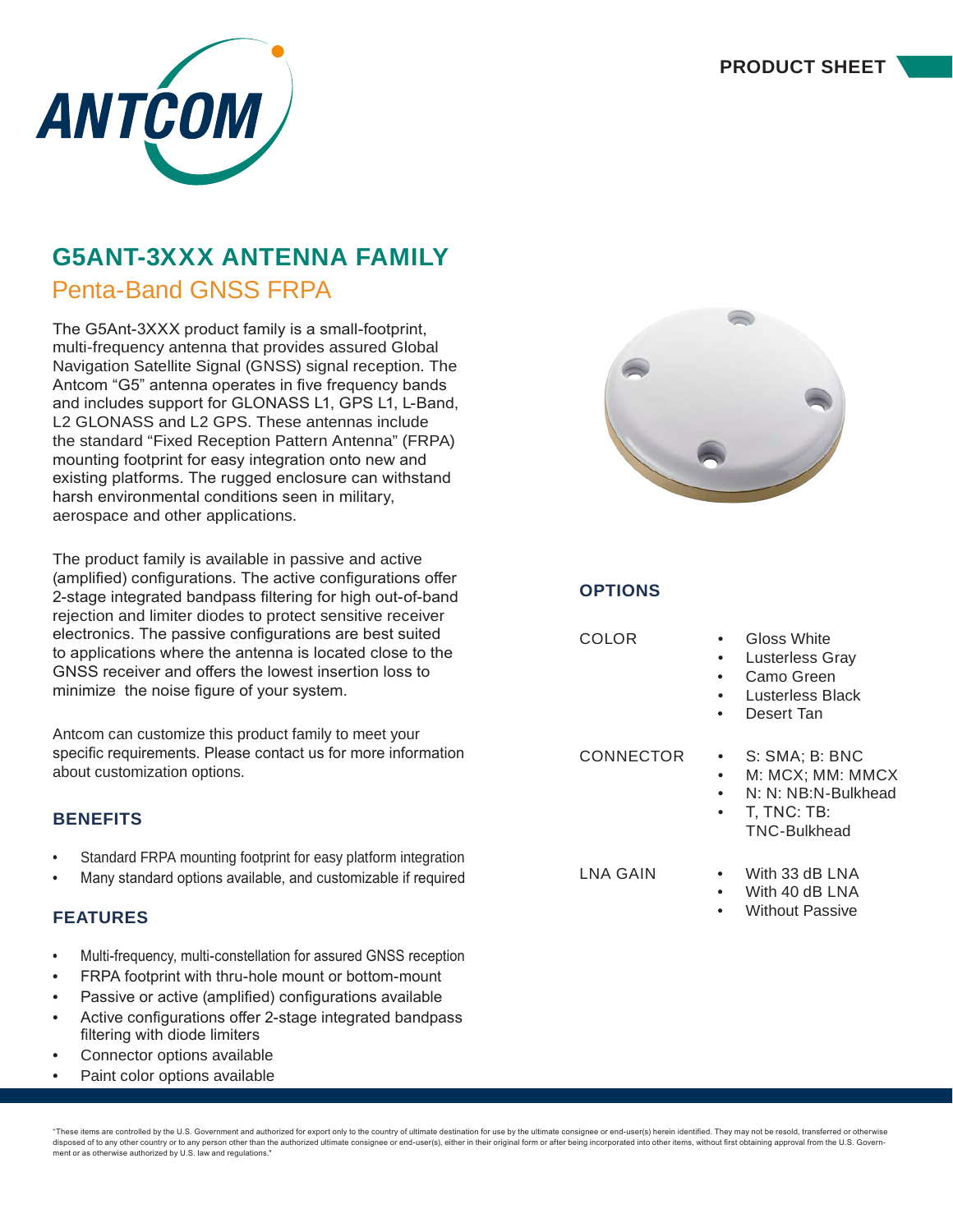PRODUCT SHEET

# G5ANT-3XXX ANTENNA FAMILY

## Penta-Band GNSS FRPA

The G5Ant-3XXX product family is a small-footprint, multi-frequency antenna that provides assured Global Navigation Satellite Signal (GNSS) signal reception. The Antcom "G5" antenna operates in five frequency bands and includes support for GLONASS L1, GPS L1, L-Band, L2 GLONASS and L2 GPS. These antennas include the standard "Fixed Reception Pattern Antenna" (FRPA) mounting footprint for easy integration onto new and existing platforms. The rugged enclosure can withstand harsh environmental conditions seen in military, aerospace and other applications.

The product family is available in passive and active (amplified) configurations. The active configurations offer 2-stage integrated bandpass filtering for high out-of-band rejection and limiter diodes to protect sensitive receiver electronics. The passive configurations are best suited to applications where the antenna is located close to the GNSS receiver and offers the lowest insertion loss to minimize the noise figure of your system.

Antcom can customize this product family to meet your specific requirements. Please contact us for more information about customization options.

### BENEFITS

- Standard FRPA mounting footprint for easy platform integration
- Many standard options available, and customizable if required

### FEATURES

- Multi-frequency, multi-constellation for assured GNSS reception
- FRPA footprint with thru-hole mount or bottom-mount
- Passive or active (amplified) configurations available
- Active configurations offer 2-stage integrated bandpass filtering with diode limiters
- Connector options available
- Paint color options available

### OPTIONS

COLOR

- Gloss White
- Lusterless Gray
- Camo Green
- Lusterless Black
- Desert Tan

CONNECTOR

- S: SMA; B: BNC
- M: MCX; MM: MMCX
- N: N: NB:N-Bulkhead
- T, TNC: TB: TNC-Bulkhead

LNA GAIN

- With 33 dB LNA
- With 40 dB LNA
- Without Passive

"These items are controlled by the U.S. Government and authorized for export only to the country of ultimate destination for use by the ultimate consignee or end-user(s) herein identified. They may not be resold, transferred or otherwise disposed of to any other country or to any person other than the authorized ultimate consignee or end-user(s), either in their original form or after being incorporated into other items, without first obtaining approval from the U.S. Government or as otherwise authorized by U.S. law and regulations."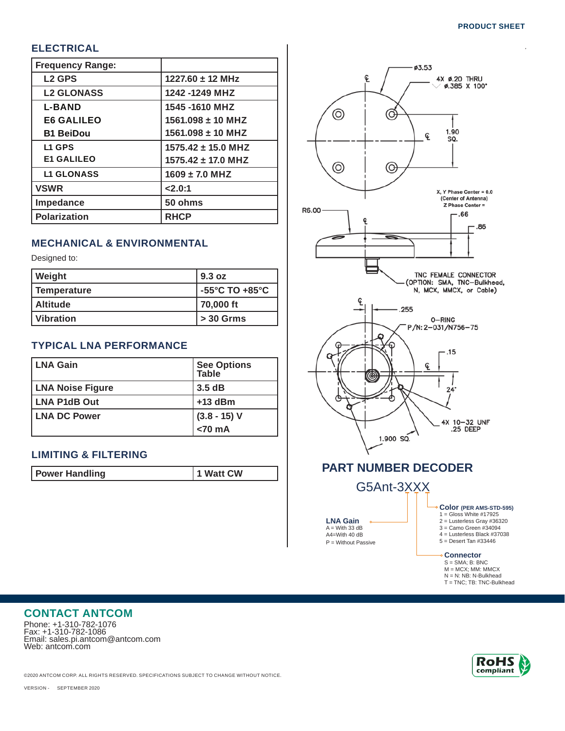## ELECTRICAL

| | |
|---|---|
| **Frequency Range:** | |
| **L2 GPS** | **1227.60 ± 12 MHz** |
| **L2 GLONASS** | **1242 -1249 MHZ** |
| **L-BAND**<br>**E6 GALILEO**<br>**B1 BeiDou** | **1545 -1610 MHZ**<br>**1561.098 ± 10 MHZ**<br>**1561.098 ± 10 MHZ** |
| **L1 GPS**<br>**E1 GALILEO** | **1575.42 ± 15.0 MHZ**<br>**1575.42 ± 17.0 MHZ** |
| **L1 GLONASS** | **1609 ± 7.0 MHZ** |
| **VSWR** | **<2.0:1** |
| **Impedance** | **50 ohms** |
| **Polarization** | **RHCP** |

## MECHANICAL & ENVIRONMENTAL

Designed to:

| | |
|---|---|
| **Weight** | **9.3 oz** |
| **Temperature** | **-55°C TO +85°C** |
| **Altitude** | **70,000 ft** |
| **Vibration** | **> 30 Grms** |

## TYPICAL LNA PERFORMANCE

| | |
|---|---|
| **LNA Gain** | **See Options Table** |
| **LNA Noise Figure** | **3.5 dB** |
| **LNA P1dB Out** | **+13 dBm** |
| **LNA DC Power** | **(3.8 - 15) V**<br>**<70 mA** |

## LIMITING & FILTERING

| | |
|---|---|
| **Power Handling** | **1 Watt CW** |

ø3.53
4X ø.20 THRU
ø.385 X 100°
1.90 SQ.
X, Y Phase Center = 0.0 (Center of Antenna)
Z Phase Center =
.66
.86
R6.00
TNC FEMALE CONNECTOR (OPTION: SMA, TNC-Bulkhead, N, MCX, MMCX, or Cable)
.255
O-RING P/N:2-031/N756-75
.15
24°
4X 10-32 UNF .25 DEEP
1.900 SQ.

## PART NUMBER DECODER

G5Ant-3XXX

**LNA Gain**
A = With 33 dB
A4=With 40 dB
P = Without Passive

**Color** (PER AMS-STD-595)
1 = Gloss White #17925
2 = Lusterless Gray #36320
3 = Camo Green #34094
4 = Lusterless Black #37038
5 = Desert Tan #33446

**Connector**
S = SMA; B: BNC
M = MCX; MM: MMCX
N = N: NB: N-Bulkhead
T = TNC; TB: TNC-Bulkhead

## CONTACT ANTCOM

Phone: +1-310-782-1076
Fax: +1-310-782-1086
Email: sales.pi.antcom@antcom.com
Web: antcom.com

RoHS compliant

©2020 ANTCOM CORP. ALL RIGHTS RESERVED. SPECIFICATIONS SUBJECT TO CHANGE WITHOUT NOTICE.

VERSION - SEPTEMBER 2020